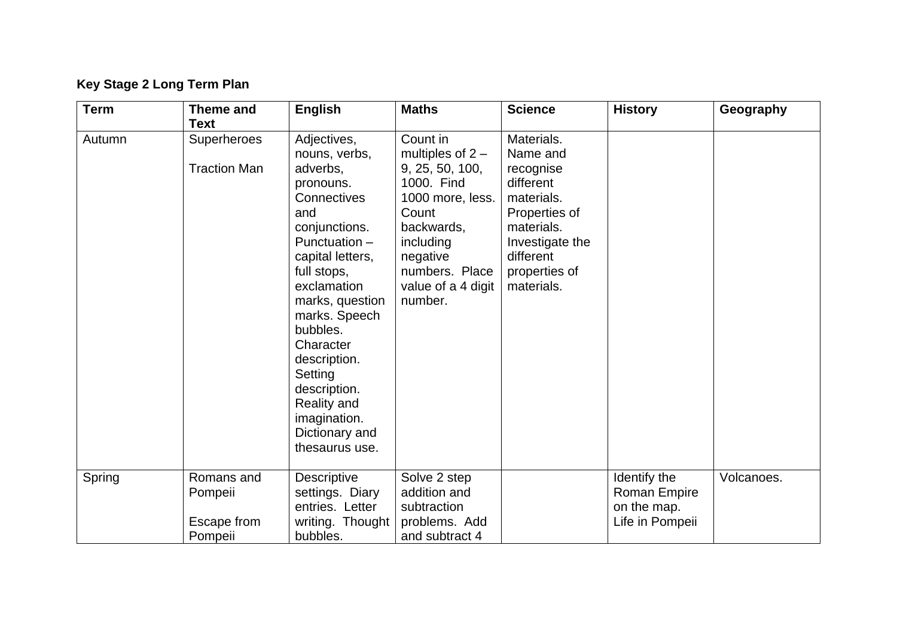**Key Stage 2 Long Term Plan**

| Term | Theme and Text | English | Maths | Science | History | Geography |
|---|---|---|---|---|---|---|
| Autumn | Superheroes<br><br>Traction Man | Adjectives, nouns, verbs, adverbs, pronouns. Connectives and conjunctions. Punctuation – capital letters, full stops, exclamation marks, question marks. Speech bubbles. Character description. Setting description. Reality and imagination. Dictionary and thesaurus use. | Count in multiples of 2 – 9, 25, 50, 100, 1000. Find 1000 more, less. Count backwards, including negative numbers. Place value of a 4 digit number. | Materials. Name and recognise different materials. Properties of materials. Investigate the different properties of materials. | | |
| Spring | Romans and Pompeii<br><br>Escape from Pompeii | Descriptive settings. Diary entries. Letter writing. Thought bubbles. | Solve 2 step addition and subtraction problems. Add and subtract 4 | | Identify the Roman Empire on the map. Life in Pompeii | Volcanoes. |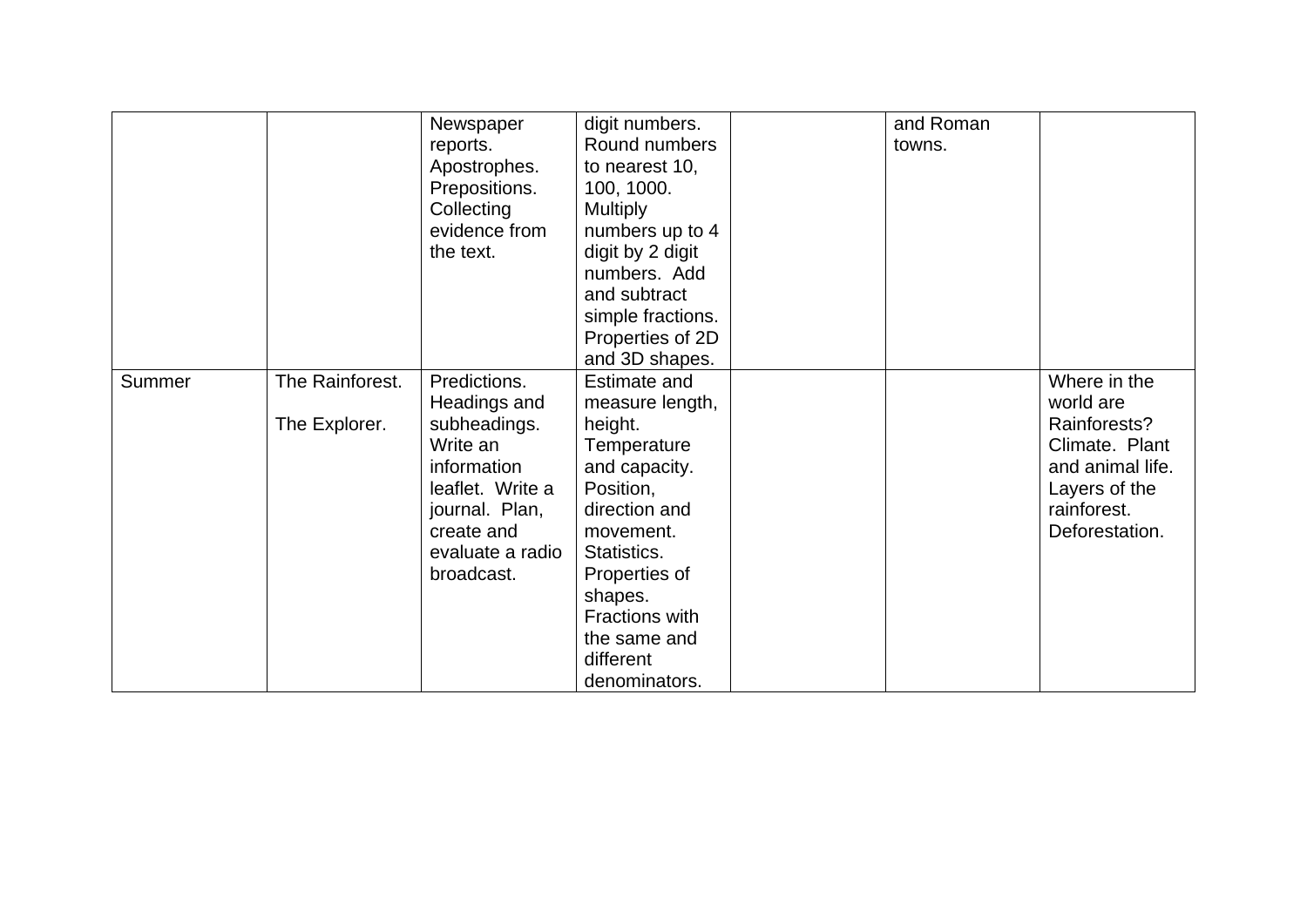| | | | | | | |
|---|---|---|---|---|---|---|
| | | Newspaper reports. Apostrophes. Prepositions. Collecting evidence from the text. | digit numbers. Round numbers to nearest 10, 100, 1000. Multiply numbers up to 4 digit by 2 digit numbers. Add and subtract simple fractions. Properties of 2D and 3D shapes. | | and Roman towns. | |
| Summer | The Rainforest.<br><br>The Explorer. | Predictions. Headings and subheadings. Write an information leaflet. Write a journal. Plan, create and evaluate a radio broadcast. | Estimate and measure length, height. Temperature and capacity. Position, direction and movement. Statistics. Properties of shapes. Fractions with the same and different denominators. | | | Where in the world are Rainforests? Climate. Plant and animal life. Layers of the rainforest. Deforestation. |